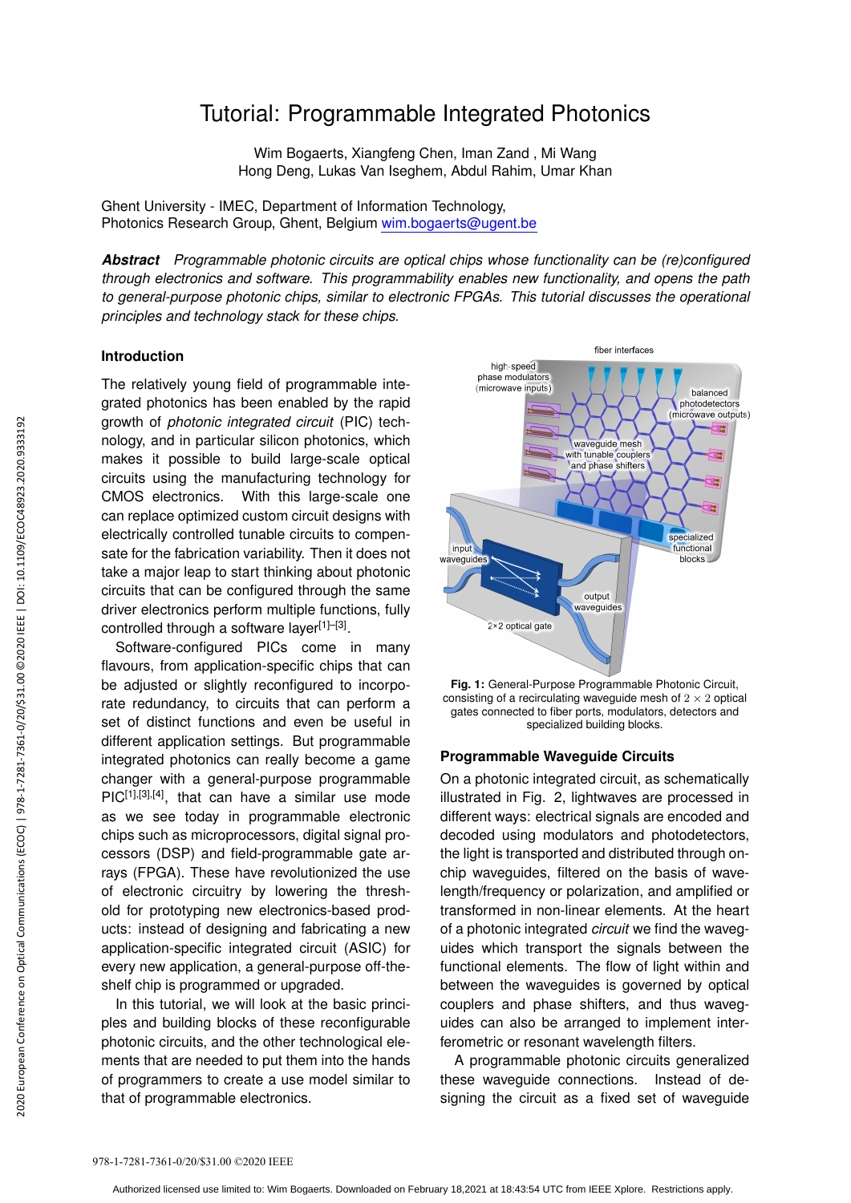# Tutorial: Programmable Integrated Photonics

Wim Bogaerts, Xiangfeng Chen, Iman Zand , Mi Wang
Hong Deng, Lukas Van Iseghem, Abdul Rahim, Umar Khan

Ghent University - IMEC, Department of Information Technology,
Photonics Research Group, Ghent, Belgium wim.bogaerts@ugent.be

***Abstract*** *Programmable photonic circuits are optical chips whose functionality can be (re)configured through electronics and software. This programmability enables new functionality, and opens the path to general-purpose photonic chips, similar to electronic FPGAs. This tutorial discusses the operational principles and technology stack for these chips.*

## Introduction

The relatively young field of programmable integrated photonics has been enabled by the rapid growth of *photonic integrated circuit* (PIC) technology, and in particular silicon photonics, which makes it possible to build large-scale optical circuits using the manufacturing technology for CMOS electronics. With this large-scale one can replace optimized custom circuit designs with electrically controlled tunable circuits to compensate for the fabrication variability. Then it does not take a major leap to start thinking about photonic circuits that can be configured through the same driver electronics perform multiple functions, fully controlled through a software layer[1]–[3].

Software-configured PICs come in many flavours, from application-specific chips that can be adjusted or slightly reconfigured to incorporate redundancy, to circuits that can perform a set of distinct functions and even be useful in different application settings. But programmable integrated photonics can really become a game changer with a general-purpose programmable PIC[1],[3],[4], that can have a similar use mode as we see today in programmable electronic chips such as microprocessors, digital signal processors (DSP) and field-programmable gate arrays (FPGA). These have revolutionized the use of electronic circuitry by lowering the threshold for prototyping new electronics-based products: instead of designing and fabricating a new application-specific integrated circuit (ASIC) for every new application, a general-purpose off-the-shelf chip is programmed or upgraded.

In this tutorial, we will look at the basic principles and building blocks of these reconfigurable photonic circuits, and the other technological elements that are needed to put them into the hands of programmers to create a use model similar to that of programmable electronics.

**Fig. 1:** General-Purpose Programmable Photonic Circuit, consisting of a recirculating waveguide mesh of $2 \times 2$ optical gates connected to fiber ports, modulators, detectors and specialized building blocks.

## Programmable Waveguide Circuits

On a photonic integrated circuit, as schematically illustrated in Fig. 2, lightwaves are processed in different ways: electrical signals are encoded and decoded using modulators and photodetectors, the light is transported and distributed through on-chip waveguides, filtered on the basis of wavelength/frequency or polarization, and amplified or transformed in non-linear elements. At the heart of a photonic integrated *circuit* we find the waveguides which transport the signals between the functional elements. The flow of light within and between the waveguides is governed by optical couplers and phase shifters, and thus waveguides can also be arranged to implement interferometric or resonant wavelength filters.

A programmable photonic circuits generalized these waveguide connections. Instead of designing the circuit as a fixed set of waveguide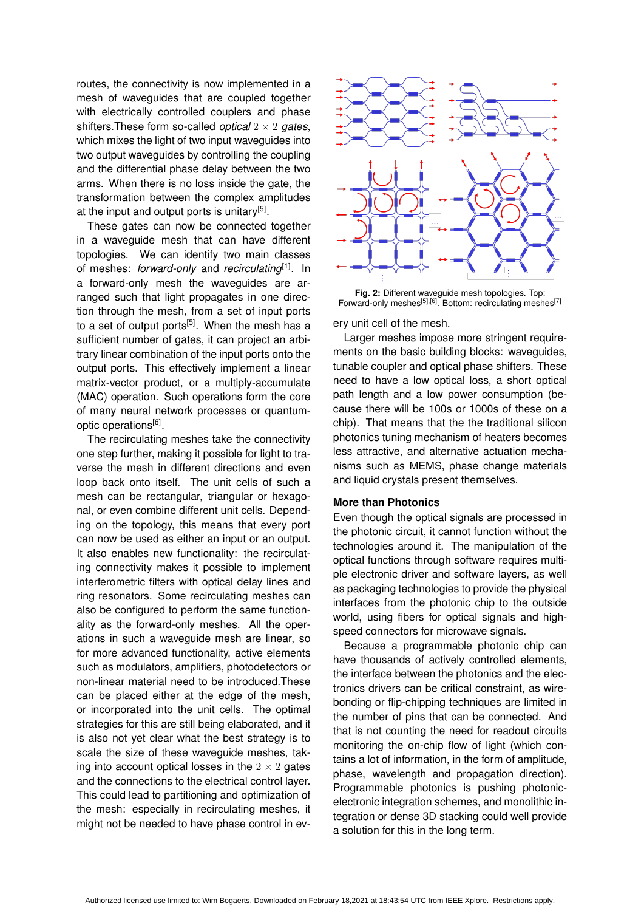routes, the connectivity is now implemented in a mesh of waveguides that are coupled together with electrically controlled couplers and phase shifters.These form so-called *optical* $2 \times 2$ *gates*, which mixes the light of two input waveguides into two output waveguides by controlling the coupling and the differential phase delay between the two arms. When there is no loss inside the gate, the transformation between the complex amplitudes at the input and output ports is unitary[5].

These gates can now be connected together in a waveguide mesh that can have different topologies. We can identify two main classes of meshes: *forward-only* and *recirculating*[1]. In a forward-only mesh the waveguides are arranged such that light propagates in one direction through the mesh, from a set of input ports to a set of output ports[5]. When the mesh has a sufficient number of gates, it can project an arbitrary linear combination of the input ports onto the output ports. This effectively implement a linear matrix-vector product, or a multiply-accumulate (MAC) operation. Such operations form the core of many neural network processes or quantum-optic operations[6].

The recirculating meshes take the connectivity one step further, making it possible for light to traverse the mesh in different directions and even loop back onto itself. The unit cells of such a mesh can be rectangular, triangular or hexagonal, or even combine different unit cells. Depending on the topology, this means that every port can now be used as either an input or an output. It also enables new functionality: the recirculating connectivity makes it possible to implement interferometric filters with optical delay lines and ring resonators. Some recirculating meshes can also be configured to perform the same functionality as the forward-only meshes. All the operations in such a waveguide mesh are linear, so for more advanced functionality, active elements such as modulators, amplifiers, photodetectors or non-linear material need to be introduced.These can be placed either at the edge of the mesh, or incorporated into the unit cells. The optimal strategies for this are still being elaborated, and it is also not yet clear what the best strategy is to scale the size of these waveguide meshes, taking into account optical losses in the $2 \times 2$ gates and the connections to the electrical control layer. This could lead to partitioning and optimization of the mesh: especially in recirculating meshes, it might not be needed to have phase control in every unit cell of the mesh.

**Fig. 2:** Different waveguide mesh topologies. Top: Forward-only meshes[5],[6], Bottom: recirculating meshes[7]

Larger meshes impose more stringent requirements on the basic building blocks: waveguides, tunable coupler and optical phase shifters. These need to have a low optical loss, a short optical path length and a low power consumption (because there will be 100s or 1000s of these on a chip). That means that the the traditional silicon photonics tuning mechanism of heaters becomes less attractive, and alternative actuation mechanisms such as MEMS, phase change materials and liquid crystals present themselves.

## More than Photonics

Even though the optical signals are processed in the photonic circuit, it cannot function without the technologies around it. The manipulation of the optical functions through software requires multiple electronic driver and software layers, as well as packaging technologies to provide the physical interfaces from the photonic chip to the outside world, using fibers for optical signals and high-speed connectors for microwave signals.

Because a programmable photonic chip can have thousands of actively controlled elements, the interface between the photonics and the electronics drivers can be critical constraint, as wire-bonding or flip-chipping techniques are limited in the number of pins that can be connected. And that is not counting the need for readout circuits monitoring the on-chip flow of light (which contains a lot of information, in the form of amplitude, phase, wavelength and propagation direction). Programmable photonics is pushing photonic-electronic integration schemes, and monolithic integration or dense 3D stacking could well provide a solution for this in the long term.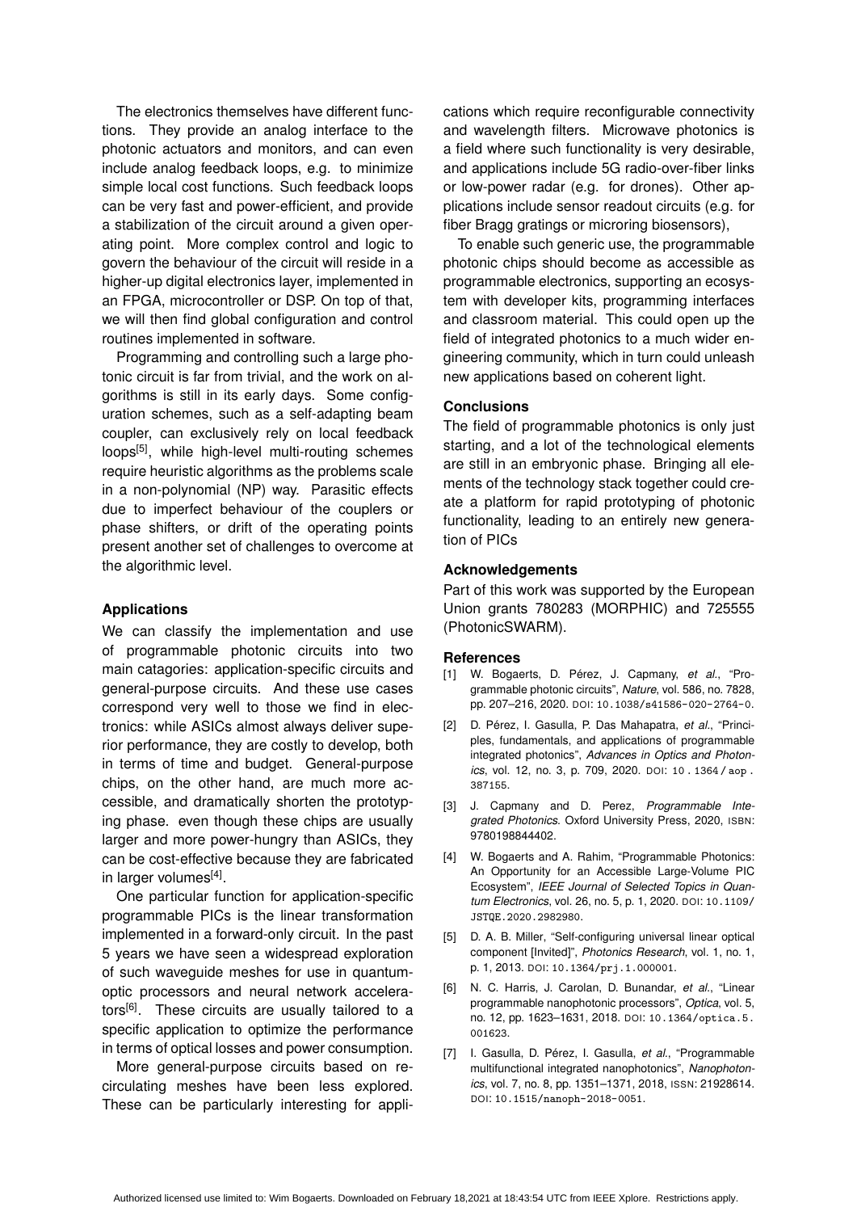The electronics themselves have different functions. They provide an analog interface to the photonic actuators and monitors, and can even include analog feedback loops, e.g. to minimize simple local cost functions. Such feedback loops can be very fast and power-efficient, and provide a stabilization of the circuit around a given operating point. More complex control and logic to govern the behaviour of the circuit will reside in a higher-up digital electronics layer, implemented in an FPGA, microcontroller or DSP. On top of that, we will then find global configuration and control routines implemented in software.

Programming and controlling such a large photonic circuit is far from trivial, and the work on algorithms is still in its early days. Some configuration schemes, such as a self-adapting beam coupler, can exclusively rely on local feedback loops[5], while high-level multi-routing schemes require heuristic algorithms as the problems scale in a non-polynomial (NP) way. Parasitic effects due to imperfect behaviour of the couplers or phase shifters, or drift of the operating points present another set of challenges to overcome at the algorithmic level.

### Applications

We can classify the implementation and use of programmable photonic circuits into two main catagories: application-specific circuits and general-purpose circuits. And these use cases correspond very well to those we find in electronics: while ASICs almost always deliver superior performance, they are costly to develop, both in terms of time and budget. General-purpose chips, on the other hand, are much more accessible, and dramatically shorten the prototyping phase. even though these chips are usually larger and more power-hungry than ASICs, they can be cost-effective because they are fabricated in larger volumes[4].

One particular function for application-specific programmable PICs is the linear transformation implemented in a forward-only circuit. In the past 5 years we have seen a widespread exploration of such waveguide meshes for use in quantum-optic processors and neural network accelerators[6]. These circuits are usually tailored to a specific application to optimize the performance in terms of optical losses and power consumption.

More general-purpose circuits based on recirculating meshes have been less explored. These can be particularly interesting for applications which require reconfigurable connectivity and wavelength filters. Microwave photonics is a field where such functionality is very desirable, and applications include 5G radio-over-fiber links or low-power radar (e.g. for drones). Other applications include sensor readout circuits (e.g. for fiber Bragg gratings or microring biosensors),

To enable such generic use, the programmable photonic chips should become as accessible as programmable electronics, supporting an ecosystem with developer kits, programming interfaces and classroom material. This could open up the field of integrated photonics to a much wider engineering community, which in turn could unleash new applications based on coherent light.

### Conclusions

The field of programmable photonics is only just starting, and a lot of the technological elements are still in an embryonic phase. Bringing all elements of the technology stack together could create a platform for rapid prototyping of photonic functionality, leading to an entirely new generation of PICs

### Acknowledgements

Part of this work was supported by the European Union grants 780283 (MORPHIC) and 725555 (PhotonicSWARM).

### References

[1] W. Bogaerts, D. Pérez, J. Capmany, *et al.*, "Programmable photonic circuits", *Nature*, vol. 586, no. 7828, pp. 207–216, 2020. DOI: 10.1038/s41586-020-2764-0.

[2] D. Pérez, I. Gasulla, P. Das Mahapatra, *et al.*, "Principles, fundamentals, and applications of programmable integrated photonics", *Advances in Optics and Photonics*, vol. 12, no. 3, p. 709, 2020. DOI: 10.1364/aop.387155.

[3] J. Capmany and D. Perez, *Programmable Integrated Photonics*. Oxford University Press, 2020, ISBN: 9780198844402.

[4] W. Bogaerts and A. Rahim, "Programmable Photonics: An Opportunity for an Accessible Large-Volume PIC Ecosystem", *IEEE Journal of Selected Topics in Quantum Electronics*, vol. 26, no. 5, p. 1, 2020. DOI: 10.1109/JSTQE.2020.2982980.

[5] D. A. B. Miller, "Self-configuring universal linear optical component [Invited]", *Photonics Research*, vol. 1, no. 1, p. 1, 2013. DOI: 10.1364/prj.1.000001.

[6] N. C. Harris, J. Carolan, D. Bunandar, *et al.*, "Linear programmable nanophotonic processors", *Optica*, vol. 5, no. 12, pp. 1623–1631, 2018. DOI: 10.1364/optica.5.001623.

[7] I. Gasulla, D. Pérez, I. Gasulla, *et al.*, "Programmable multifunctional integrated nanophotonics", *Nanophotonics*, vol. 7, no. 8, pp. 1351–1371, 2018, ISSN: 21928614. DOI: 10.1515/nanoph-2018-0051.